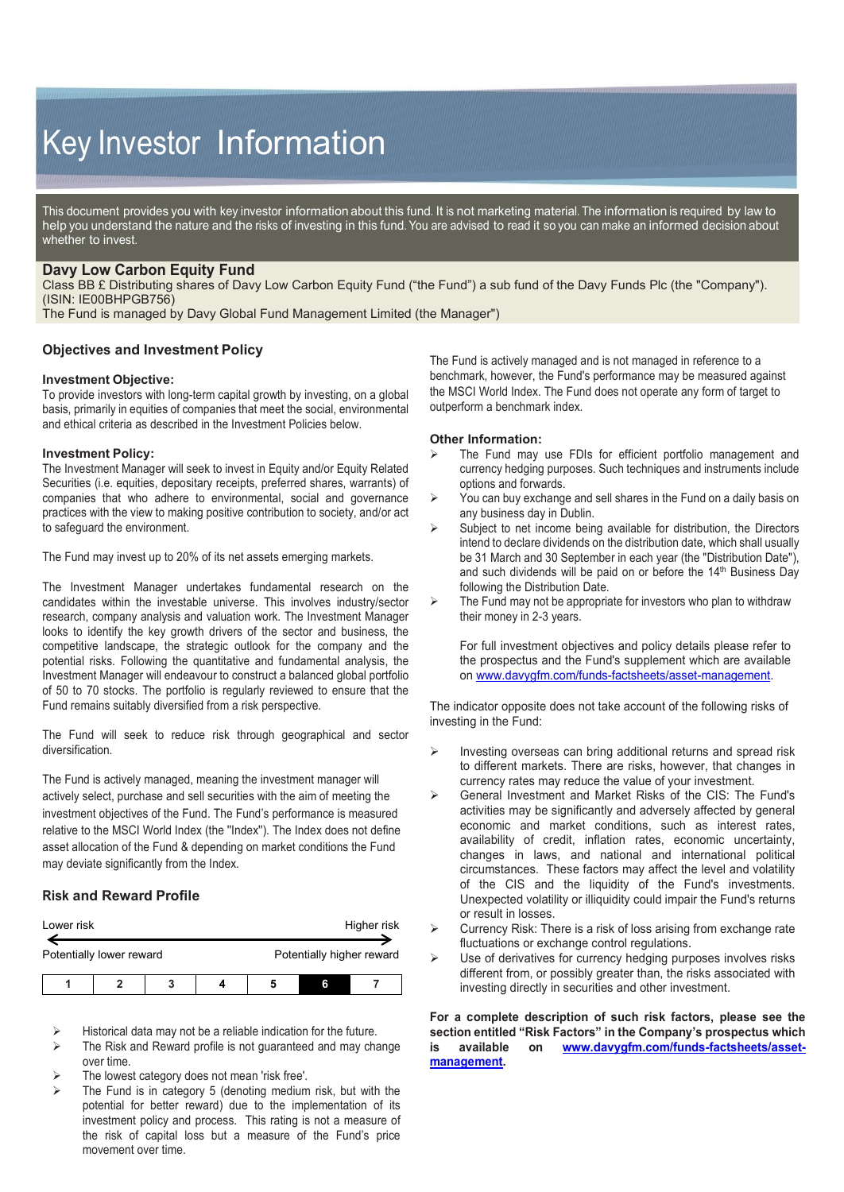# Key Investor Information

This document provides you with key investor information about this fund. It is not marketing material. The information is required by law to help you understand the nature and the risks of investing in this fund. You are advised to read it so you can make an informed decision about whether to invest.

**Davy Low Carbon Equity Fund**
Class BB £ Distributing shares of Davy Low Carbon Equity Fund ("the Fund") a sub fund of the Davy Funds Plc (the "Company"). (ISIN: IE00BHPGB756)
The Fund is managed by Davy Global Fund Management Limited (the Manager")

## Objectives and Investment Policy

### Investment Objective:

To provide investors with long-term capital growth by investing, on a global basis, primarily in equities of companies that meet the social, environmental and ethical criteria as described in the Investment Policies below.

### Investment Policy:

The Investment Manager will seek to invest in Equity and/or Equity Related Securities (i.e. equities, depositary receipts, preferred shares, warrants) of companies that who adhere to environmental, social and governance practices with the view to making positive contribution to society, and/or act to safeguard the environment.

The Fund may invest up to 20% of its net assets emerging markets.

The Investment Manager undertakes fundamental research on the candidates within the investable universe. This involves industry/sector research, company analysis and valuation work. The Investment Manager looks to identify the key growth drivers of the sector and business, the competitive landscape, the strategic outlook for the company and the potential risks. Following the quantitative and fundamental analysis, the Investment Manager will endeavour to construct a balanced global portfolio of 50 to 70 stocks. The portfolio is regularly reviewed to ensure that the Fund remains suitably diversified from a risk perspective.

The Fund will seek to reduce risk through geographical and sector diversification.

The Fund is actively managed, meaning the investment manager will actively select, purchase and sell securities with the aim of meeting the investment objectives of the Fund. The Fund's performance is measured relative to the MSCI World Index (the "Index"). The Index does not define asset allocation of the Fund & depending on market conditions the Fund may deviate significantly from the Index.

The Fund is actively managed and is not managed in reference to a benchmark, however, the Fund's performance may be measured against the MSCI World Index. The Fund does not operate any form of target to outperform a benchmark index.

### Other Information:

- The Fund may use FDIs for efficient portfolio management and currency hedging purposes. Such techniques and instruments include options and forwards.
- You can buy exchange and sell shares in the Fund on a daily basis on any business day in Dublin.
- Subject to net income being available for distribution, the Directors intend to declare dividends on the distribution date, which shall usually be 31 March and 30 September in each year (the "Distribution Date"), and such dividends will be paid on or before the 14th Business Day following the Distribution Date.
- The Fund may not be appropriate for investors who plan to withdraw their money in 2-3 years.

  For full investment objectives and policy details please refer to the prospectus and the Fund's supplement which are available on [www.davygfm.com/funds-factsheets/asset-management](www.davygfm.com/funds-factsheets/asset-management).

## Risk and Reward Profile

| Lower risk | | | | | | Higher risk |
|---|---|---|---|---|---|---|
| Potentially lower reward | | | | | | Potentially higher reward |
| 1 | 2 | 3 | 4 | 5 | **6** | 7 |

- Historical data may not be a reliable indication for the future.
- The Risk and Reward profile is not guaranteed and may change over time.
- The lowest category does not mean 'risk free'.
- The Fund is in category 5 (denoting medium risk, but with the potential for better reward) due to the implementation of its investment policy and process. This rating is not a measure of the risk of capital loss but a measure of the Fund's price movement over time.

The indicator opposite does not take account of the following risks of investing in the Fund:

- Investing overseas can bring additional returns and spread risk to different markets. There are risks, however, that changes in currency rates may reduce the value of your investment.
- General Investment and Market Risks of the CIS: The Fund's activities may be significantly and adversely affected by general economic and market conditions, such as interest rates, availability of credit, inflation rates, economic uncertainty, changes in laws, and national and international political circumstances. These factors may affect the level and volatility of the CIS and the liquidity of the Fund's investments. Unexpected volatility or illiquidity could impair the Fund's returns or result in losses.
- Currency Risk: There is a risk of loss arising from exchange rate fluctuations or exchange control regulations.
- Use of derivatives for currency hedging purposes involves risks different from, or possibly greater than, the risks associated with investing directly in securities and other investment.

**For a complete description of such risk factors, please see the section entitled "Risk Factors" in the Company's prospectus which is available on [www.davygfm.com/funds-factsheets/asset-management](www.davygfm.com/funds-factsheets/asset-management).**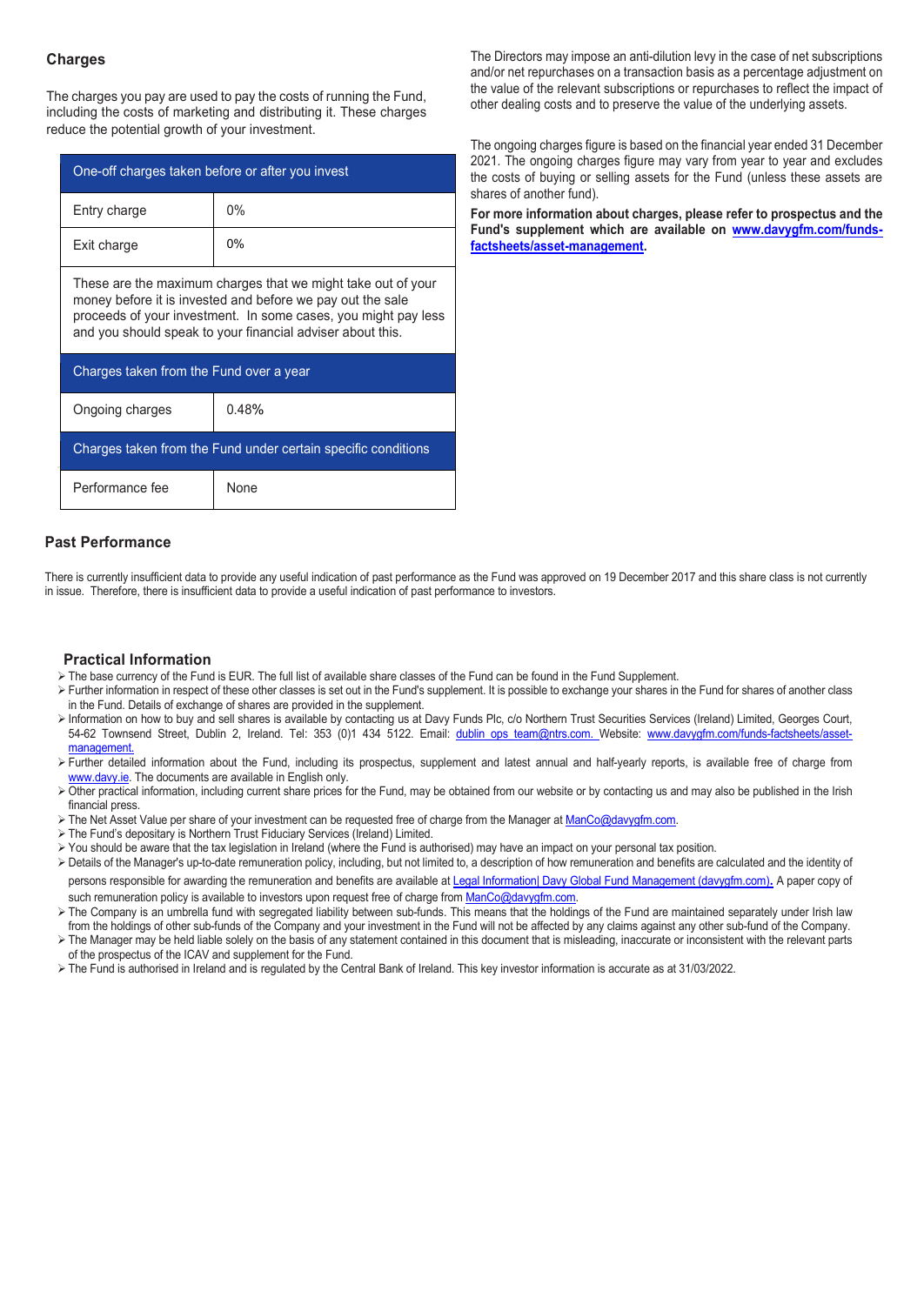## Charges

The charges you pay are used to pay the costs of running the Fund, including the costs of marketing and distributing it. These charges reduce the potential growth of your investment.

| One-off charges taken before or after you invest | |
|---|---|
| Entry charge | 0% |
| Exit charge | 0% |
| These are the maximum charges that we might take out of your money before it is invested and before we pay out the sale proceeds of your investment. In some cases, you might pay less and you should speak to your financial adviser about this. | |
| **Charges taken from the Fund over a year** | |
| Ongoing charges | 0.48% |
| **Charges taken from the Fund under certain specific conditions** | |
| Performance fee | None |

The Directors may impose an anti-dilution levy in the case of net subscriptions and/or net repurchases on a transaction basis as a percentage adjustment on the value of the relevant subscriptions or repurchases to reflect the impact of other dealing costs and to preserve the value of the underlying assets.

The ongoing charges figure is based on the financial year ended 31 December 2021. The ongoing charges figure may vary from year to year and excludes the costs of buying or selling assets for the Fund (unless these assets are shares of another fund).

**For more information about charges, please refer to prospectus and the Fund's supplement which are available on [www.davygfm.com/funds-factsheets/asset-management](www.davygfm.com/funds-factsheets/asset-management).**

## Past Performance

There is currently insufficient data to provide any useful indication of past performance as the Fund was approved on 19 December 2017 and this share class is not currently in issue. Therefore, there is insufficient data to provide a useful indication of past performance to investors.

## Practical Information

- The base currency of the Fund is EUR. The full list of available share classes of the Fund can be found in the Fund Supplement.
- Further information in respect of these other classes is set out in the Fund's supplement. It is possible to exchange your shares in the Fund for shares of another class in the Fund. Details of exchange of shares are provided in the supplement.
- Information on how to buy and sell shares is available by contacting us at Davy Funds Plc, c/o Northern Trust Securities Services (Ireland) Limited, Georges Court, 54-62 Townsend Street, Dublin 2, Ireland. Tel: 353 (0)1 434 5122. Email: dublin_ops_team@ntrs.com. Website: www.davygfm.com/funds-factsheets/asset-management.
- Further detailed information about the Fund, including its prospectus, supplement and latest annual and half-yearly reports, is available free of charge from www.davy.ie. The documents are available in English only.
- Other practical information, including current share prices for the Fund, may be obtained from our website or by contacting us and may also be published in the Irish financial press.
- The Net Asset Value per share of your investment can be requested free of charge from the Manager at ManCo@davygfm.com.
- The Fund's depositary is Northern Trust Fiduciary Services (Ireland) Limited.
- You should be aware that the tax legislation in Ireland (where the Fund is authorised) may have an impact on your personal tax position.
- Details of the Manager's up-to-date remuneration policy, including, but not limited to, a description of how remuneration and benefits are calculated and the identity of persons responsible for awarding the remuneration and benefits are available at Legal Information| Davy Global Fund Management (davygfm.com). A paper copy of such remuneration policy is available to investors upon request free of charge from ManCo@davygfm.com.
- The Company is an umbrella fund with segregated liability between sub-funds. This means that the holdings of the Fund are maintained separately under Irish law from the holdings of other sub-funds of the Company and your investment in the Fund will not be affected by any claims against any other sub-fund of the Company.
- The Manager may be held liable solely on the basis of any statement contained in this document that is misleading, inaccurate or inconsistent with the relevant parts of the prospectus of the ICAV and supplement for the Fund.
- The Fund is authorised in Ireland and is regulated by the Central Bank of Ireland. This key investor information is accurate as at 31/03/2022.